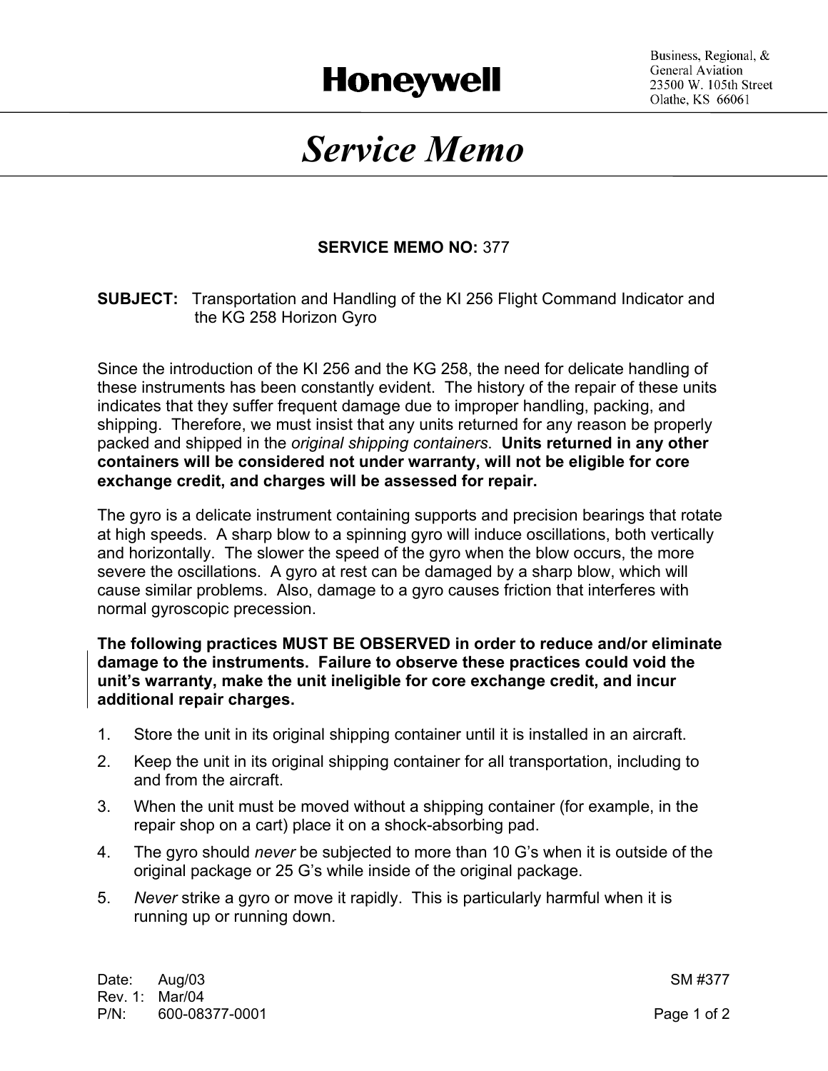**Honeywell**

Business, Regional, &
General Aviation
23500 W. 105th Street
Olathe, KS 66061

# *Service Memo*

**SERVICE MEMO NO:** 377

**SUBJECT:** Transportation and Handling of the KI 256 Flight Command Indicator and the KG 258 Horizon Gyro

Since the introduction of the KI 256 and the KG 258, the need for delicate handling of these instruments has been constantly evident. The history of the repair of these units indicates that they suffer frequent damage due to improper handling, packing, and shipping. Therefore, we must insist that any units returned for any reason be properly packed and shipped in the *original shipping containers*. **Units returned in any other containers will be considered not under warranty, will not be eligible for core exchange credit, and charges will be assessed for repair.**

The gyro is a delicate instrument containing supports and precision bearings that rotate at high speeds. A sharp blow to a spinning gyro will induce oscillations, both vertically and horizontally. The slower the speed of the gyro when the blow occurs, the more severe the oscillations. A gyro at rest can be damaged by a sharp blow, which will cause similar problems. Also, damage to a gyro causes friction that interferes with normal gyroscopic precession.

**The following practices MUST BE OBSERVED in order to reduce and/or eliminate damage to the instruments. Failure to observe these practices could void the unit's warranty, make the unit ineligible for core exchange credit, and incur additional repair charges.**

1. Store the unit in its original shipping container until it is installed in an aircraft.
2. Keep the unit in its original shipping container for all transportation, including to and from the aircraft.
3. When the unit must be moved without a shipping container (for example, in the repair shop on a cart) place it on a shock-absorbing pad.
4. The gyro should *never* be subjected to more than 10 G's when it is outside of the original package or 25 G's while inside of the original package.
5. *Never* strike a gyro or move it rapidly. This is particularly harmful when it is running up or running down.

Date: Aug/03
Rev. 1: Mar/04
P/N: 600-08377-0001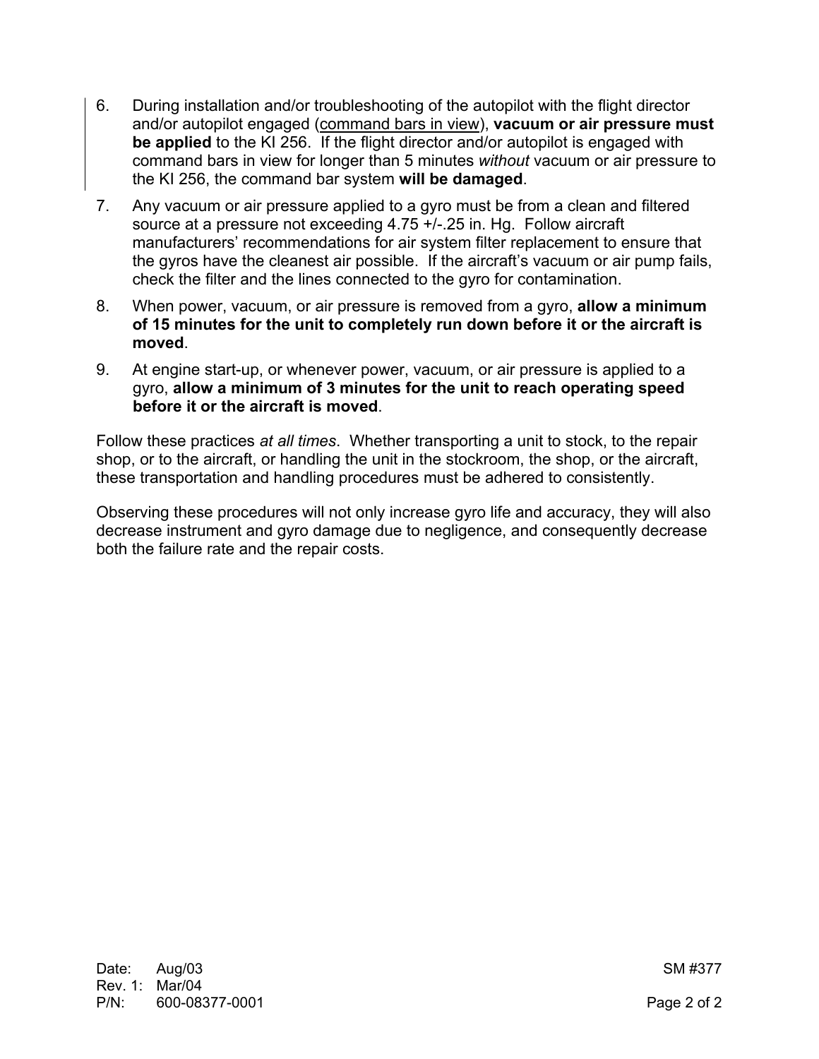6. During installation and/or troubleshooting of the autopilot with the flight director and/or autopilot engaged (<u>command bars in view</u>), **vacuum or air pressure must be applied** to the KI 256. If the flight director and/or autopilot is engaged with command bars in view for longer than 5 minutes *without* vacuum or air pressure to the KI 256, the command bar system **will be damaged**.
7. Any vacuum or air pressure applied to a gyro must be from a clean and filtered source at a pressure not exceeding 4.75 +/-.25 in. Hg. Follow aircraft manufacturers' recommendations for air system filter replacement to ensure that the gyros have the cleanest air possible. If the aircraft's vacuum or air pump fails, check the filter and the lines connected to the gyro for contamination.
8. When power, vacuum, or air pressure is removed from a gyro, **allow a minimum of 15 minutes for the unit to completely run down before it or the aircraft is moved**.
9. At engine start-up, or whenever power, vacuum, or air pressure is applied to a gyro, **allow a minimum of 3 minutes for the unit to reach operating speed before it or the aircraft is moved**.

Follow these practices *at all times*. Whether transporting a unit to stock, to the repair shop, or to the aircraft, or handling the unit in the stockroom, the shop, or the aircraft, these transportation and handling procedures must be adhered to consistently.

Observing these procedures will not only increase gyro life and accuracy, they will also decrease instrument and gyro damage due to negligence, and consequently decrease both the failure rate and the repair costs.

Date: Aug/03
Rev. 1: Mar/04
P/N: 600-08377-0001

SM #377